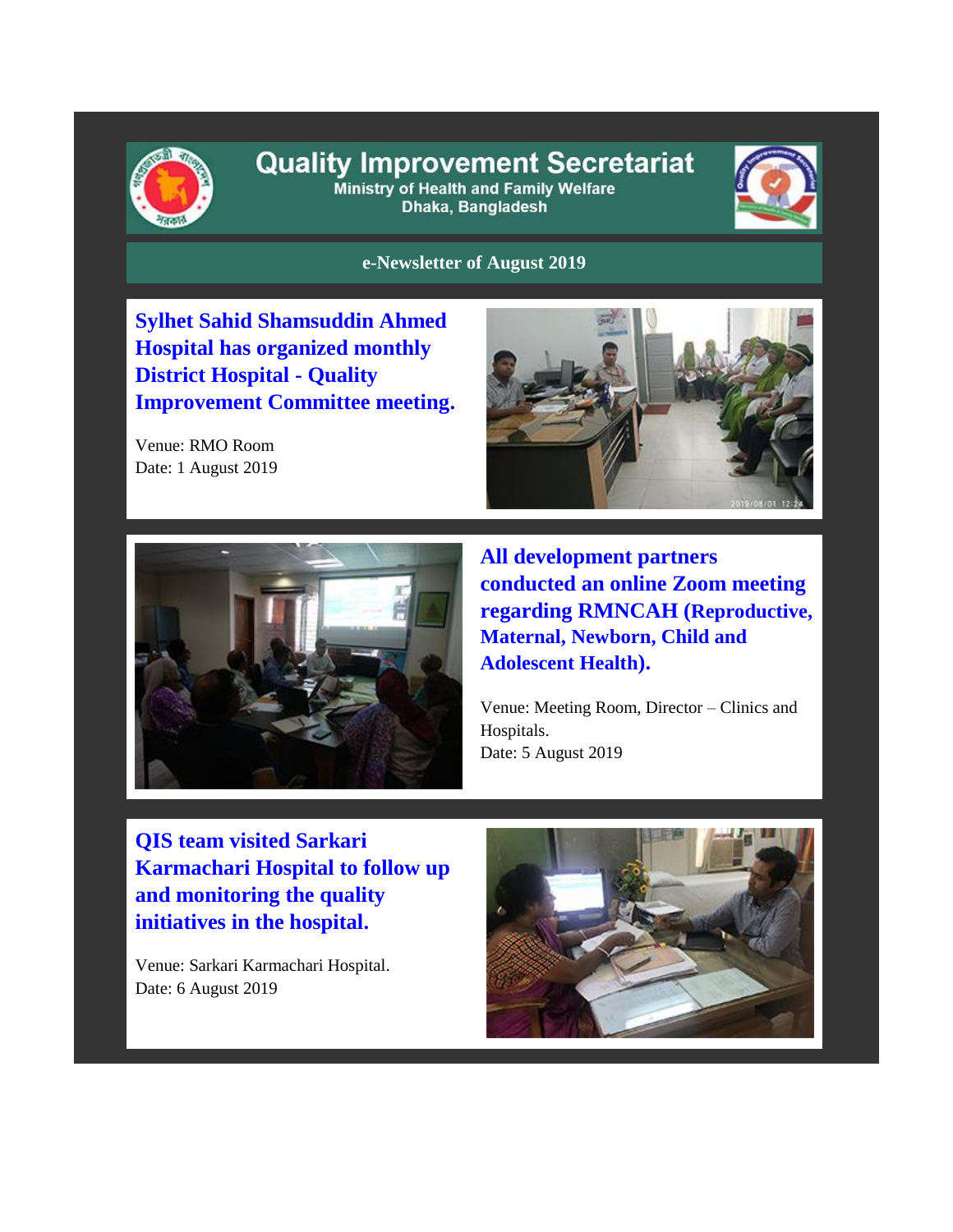# Quality Improvement Secretariat

Ministry of Health and Family Welfare
Dhaka, Bangladesh

## e-Newsletter of August 2019

### Sylhet Sahid Shamsuddin Ahmed Hospital has organized monthly District Hospital - Quality Improvement Committee meeting.

Venue: RMO Room
Date: 1 August 2019

### All development partners conducted an online Zoom meeting regarding RMNCAH (Reproductive, Maternal, Newborn, Child and Adolescent Health).

Venue: Meeting Room, Director – Clinics and Hospitals.
Date: 5 August 2019

### QIS team visited Sarkari Karmachari Hospital to follow up and monitoring the quality initiatives in the hospital.

Venue: Sarkari Karmachari Hospital.
Date: 6 August 2019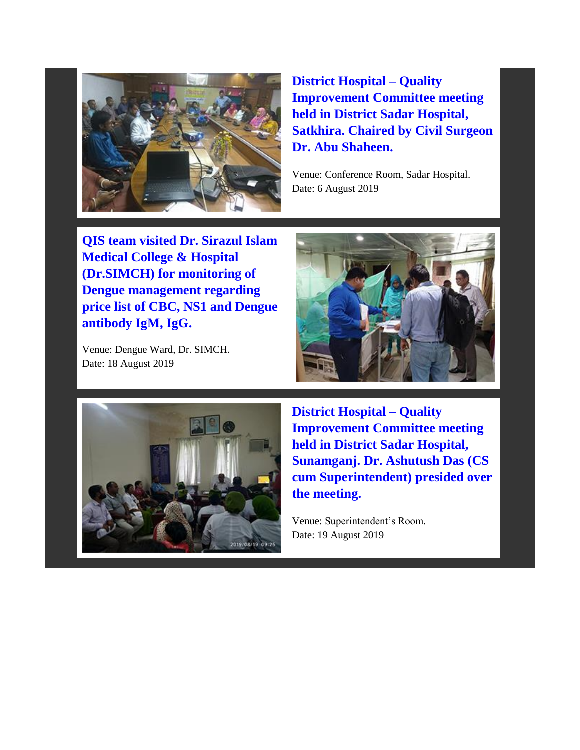**District Hospital – Quality Improvement Committee meeting held in District Sadar Hospital, Satkhira. Chaired by Civil Surgeon Dr. Abu Shaheen.**

Venue: Conference Room, Sadar Hospital.
Date: 6 August 2019

**QIS team visited Dr. Sirazul Islam Medical College & Hospital (Dr.SIMCH) for monitoring of Dengue management regarding price list of CBC, NS1 and Dengue antibody IgM, IgG.**

Venue: Dengue Ward, Dr. SIMCH.
Date: 18 August 2019

**District Hospital – Quality Improvement Committee meeting held in District Sadar Hospital, Sunamganj. Dr. Ashutush Das (CS cum Superintendent) presided over the meeting.**

Venue: Superintendent's Room.
Date: 19 August 2019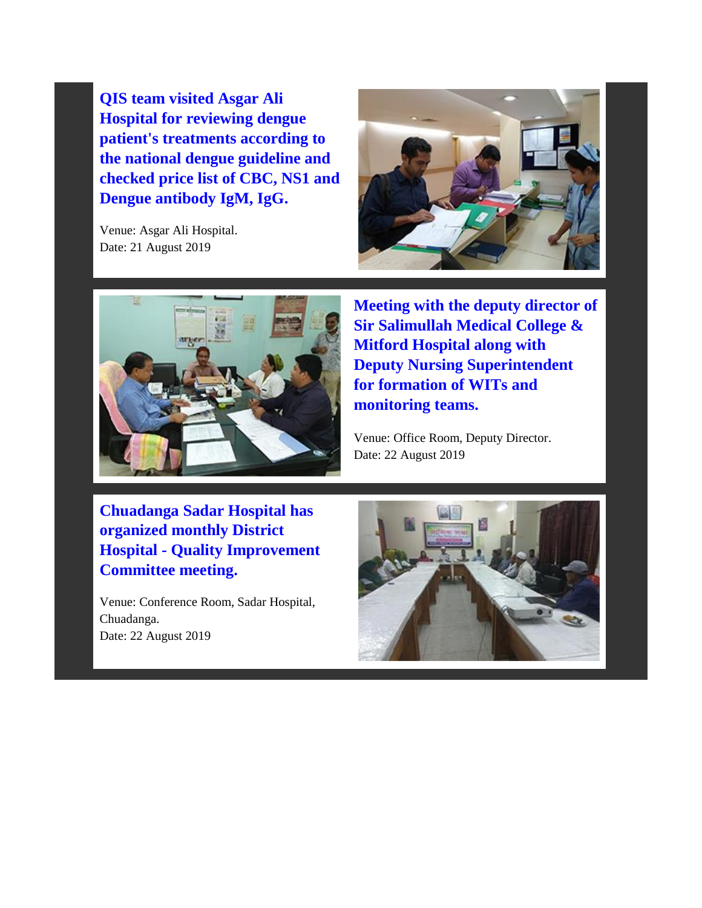## QIS team visited Asgar Ali Hospital for reviewing dengue patient's treatments according to the national dengue guideline and checked price list of CBC, NS1 and Dengue antibody IgM, IgG.

Venue: Asgar Ali Hospital.
Date: 21 August 2019

## Meeting with the deputy director of Sir Salimullah Medical College & Mitford Hospital along with Deputy Nursing Superintendent for formation of WITs and monitoring teams.

Venue: Office Room, Deputy Director.
Date: 22 August 2019

## Chuadanga Sadar Hospital has organized monthly District Hospital - Quality Improvement Committee meeting.

Venue: Conference Room, Sadar Hospital, Chuadanga.
Date: 22 August 2019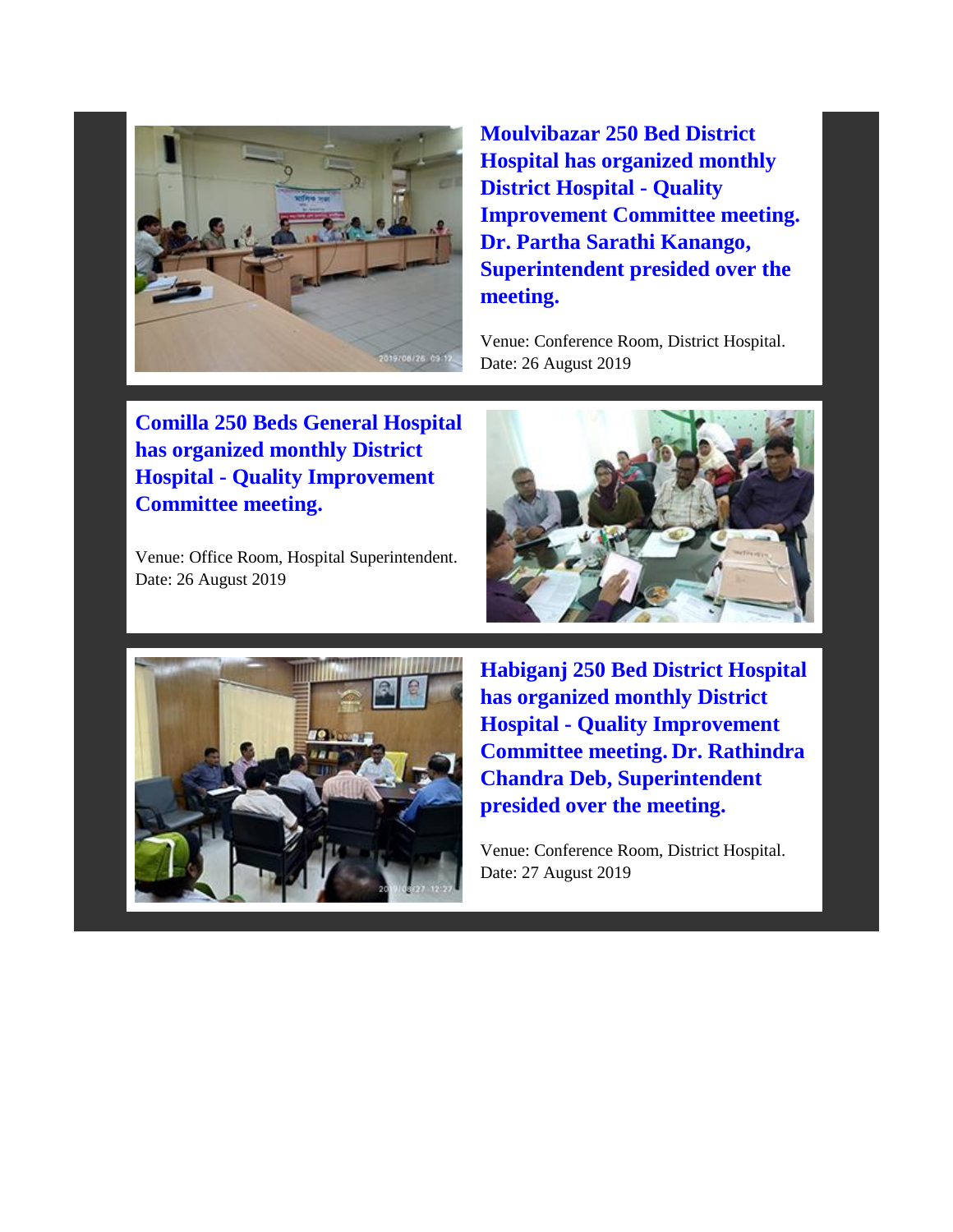**Moulvibazar 250 Bed District Hospital has organized monthly District Hospital - Quality Improvement Committee meeting. Dr. Partha Sarathi Kanango, Superintendent presided over the meeting.**

Venue: Conference Room, District Hospital.
Date: 26 August 2019

**Comilla 250 Beds General Hospital has organized monthly District Hospital - Quality Improvement Committee meeting.**

Venue: Office Room, Hospital Superintendent.
Date: 26 August 2019

**Habiganj 250 Bed District Hospital has organized monthly District Hospital - Quality Improvement Committee meeting. Dr. Rathindra Chandra Deb, Superintendent presided over the meeting.**

Venue: Conference Room, District Hospital.
Date: 27 August 2019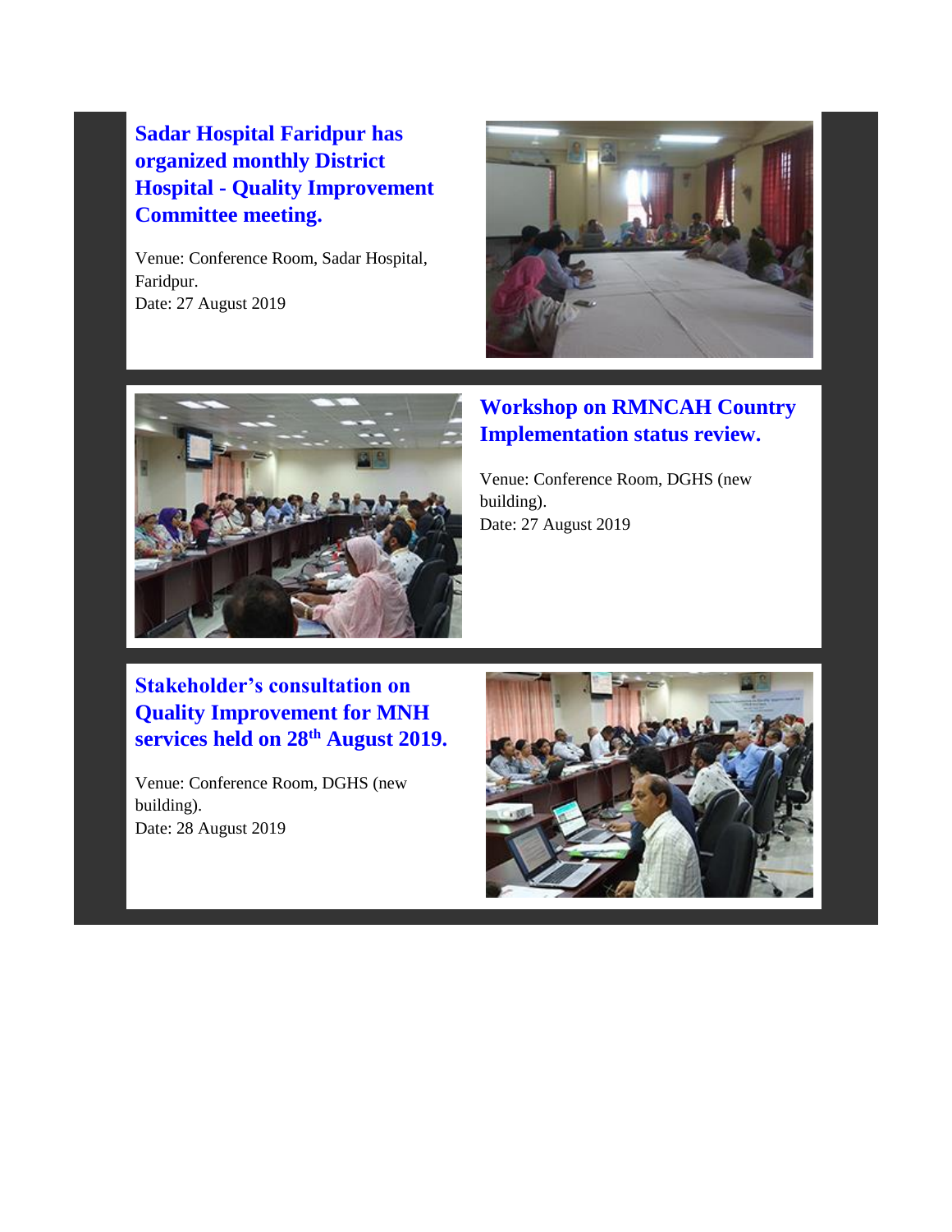## Sadar Hospital Faridpur has organized monthly District Hospital - Quality Improvement Committee meeting.

Venue: Conference Room, Sadar Hospital, Faridpur.
Date: 27 August 2019

## Workshop on RMNCAH Country Implementation status review.

Venue: Conference Room, DGHS (new building).
Date: 27 August 2019

## Stakeholder's consultation on Quality Improvement for MNH services held on 28th August 2019.

Venue: Conference Room, DGHS (new building).
Date: 28 August 2019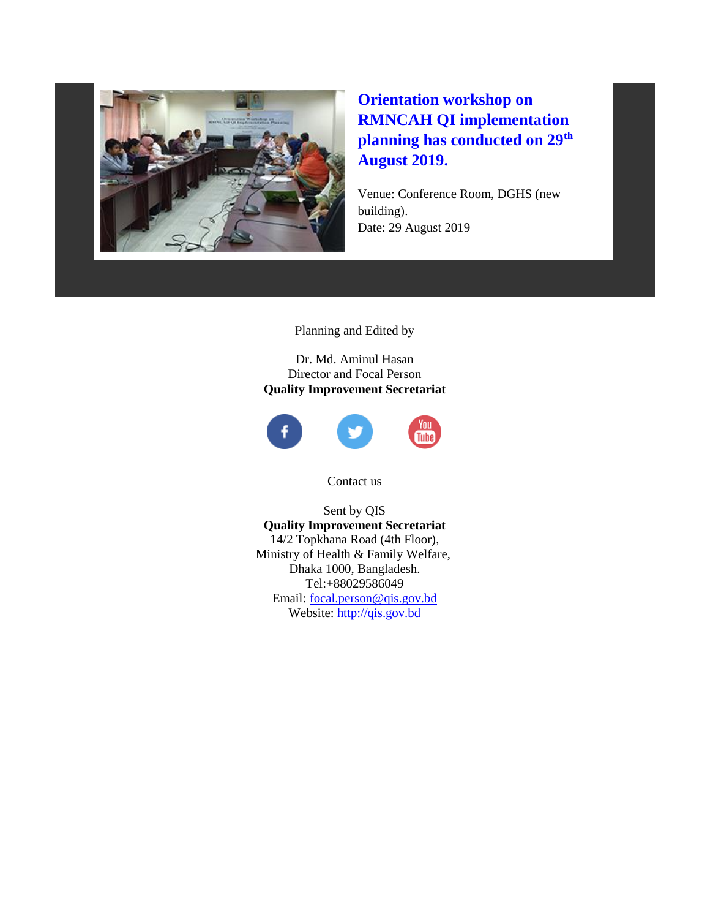## Orientation workshop on RMNCAH QI implementation planning has conducted on 29th August 2019.

Venue: Conference Room, DGHS (new building).
Date: 29 August 2019

Planning and Edited by

Dr. Md. Aminul Hasan
Director and Focal Person
**Quality Improvement Secretariat**

Contact us

Sent by QIS
**Quality Improvement Secretariat**
14/2 Topkhana Road (4th Floor),
Ministry of Health & Family Welfare,
Dhaka 1000, Bangladesh.
Tel:+88029586049
Email: focal.person@qis.gov.bd
Website: http://qis.gov.bd